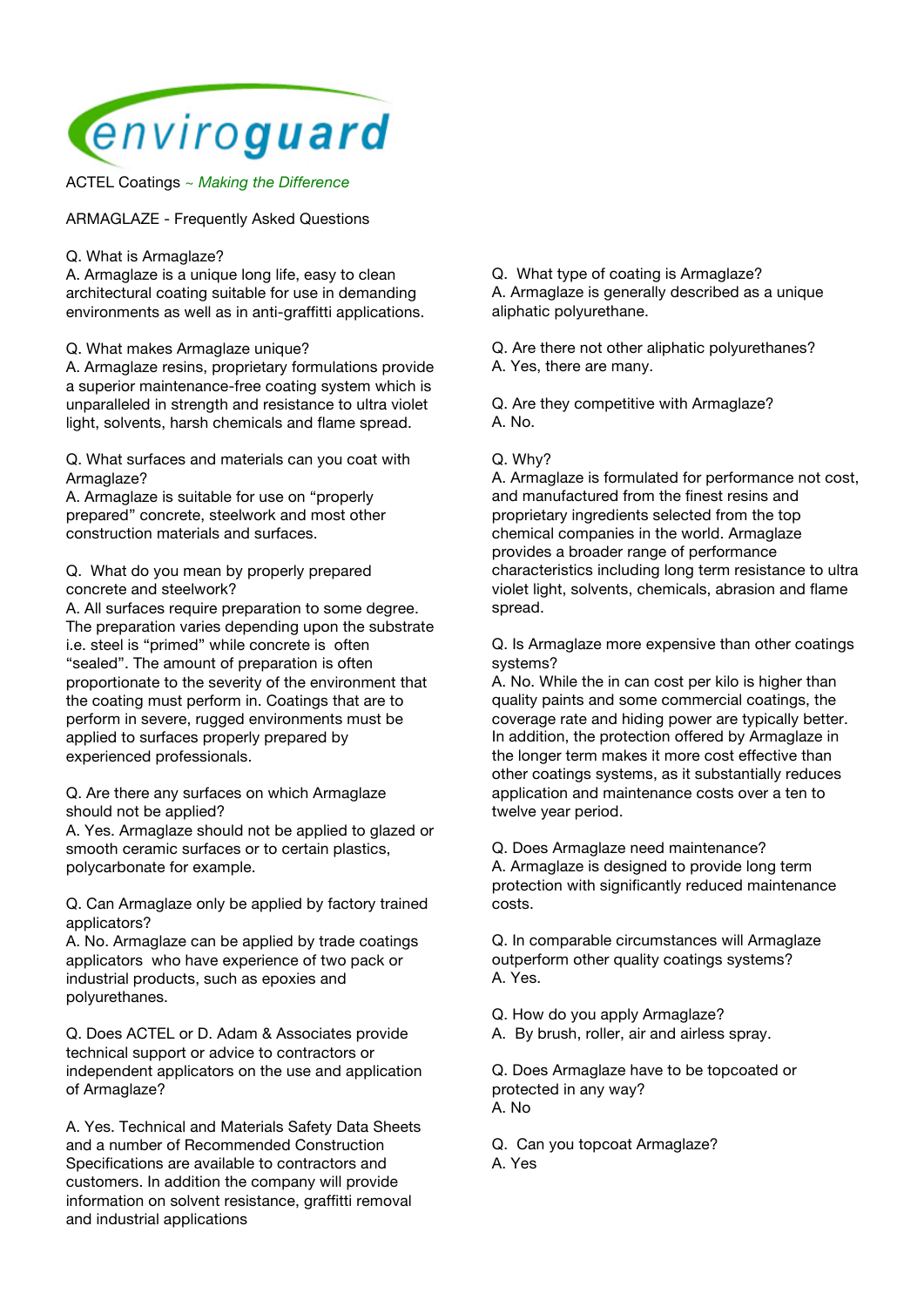enviroguard

ACTEL Coatings ~ *Making the Difference*

ARMAGLAZE - Frequently Asked Questions

Q. What is Armaglaze?
A. Armaglaze is a unique long life, easy to clean architectural coating suitable for use in demanding environments as well as in anti-graffitti applications.

Q. What makes Armaglaze unique?
A. Armaglaze resins, proprietary formulations provide a superior maintenance-free coating system which is unparalleled in strength and resistance to ultra violet light, solvents, harsh chemicals and flame spread.

Q. What surfaces and materials can you coat with Armaglaze?
A. Armaglaze is suitable for use on "properly prepared" concrete, steelwork and most other construction materials and surfaces.

Q. What do you mean by properly prepared concrete and steelwork?
A. All surfaces require preparation to some degree. The preparation varies depending upon the substrate i.e. steel is "primed" while concrete is often "sealed". The amount of preparation is often proportionate to the severity of the environment that the coating must perform in. Coatings that are to perform in severe, rugged environments must be applied to surfaces properly prepared by experienced professionals.

Q. Are there any surfaces on which Armaglaze should not be applied?
A. Yes. Armaglaze should not be applied to glazed or smooth ceramic surfaces or to certain plastics, polycarbonate for example.

Q. Can Armaglaze only be applied by factory trained applicators?
A. No. Armaglaze can be applied by trade coatings applicators who have experience of two pack or industrial products, such as epoxies and polyurethanes.

Q. Does ACTEL or D. Adam & Associates provide technical support or advice to contractors or independent applicators on the use and application of Armaglaze?

A. Yes. Technical and Materials Safety Data Sheets and a number of Recommended Construction Specifications are available to contractors and customers. In addition the company will provide information on solvent resistance, graffitti removal and industrial applications

Q. What type of coating is Armaglaze?
A. Armaglaze is generally described as a unique aliphatic polyurethane.

Q. Are there not other aliphatic polyurethanes?
A. Yes, there are many.

Q. Are they competitive with Armaglaze?
A. No.

Q. Why?
A. Armaglaze is formulated for performance not cost, and manufactured from the finest resins and proprietary ingredients selected from the top chemical companies in the world. Armaglaze provides a broader range of performance characteristics including long term resistance to ultra violet light, solvents, chemicals, abrasion and flame spread.

Q. Is Armaglaze more expensive than other coatings systems?
A. No. While the in can cost per kilo is higher than quality paints and some commercial coatings, the coverage rate and hiding power are typically better. In addition, the protection offered by Armaglaze in the longer term makes it more cost effective than other coatings systems, as it substantially reduces application and maintenance costs over a ten to twelve year period.

Q. Does Armaglaze need maintenance?
A. Armaglaze is designed to provide long term protection with significantly reduced maintenance costs.

Q. In comparable circumstances will Armaglaze outperform other quality coatings systems?
A. Yes.

Q. How do you apply Armaglaze?
A. By brush, roller, air and airless spray.

Q. Does Armaglaze have to be topcoated or protected in any way?
A. No

Q. Can you topcoat Armaglaze?
A. Yes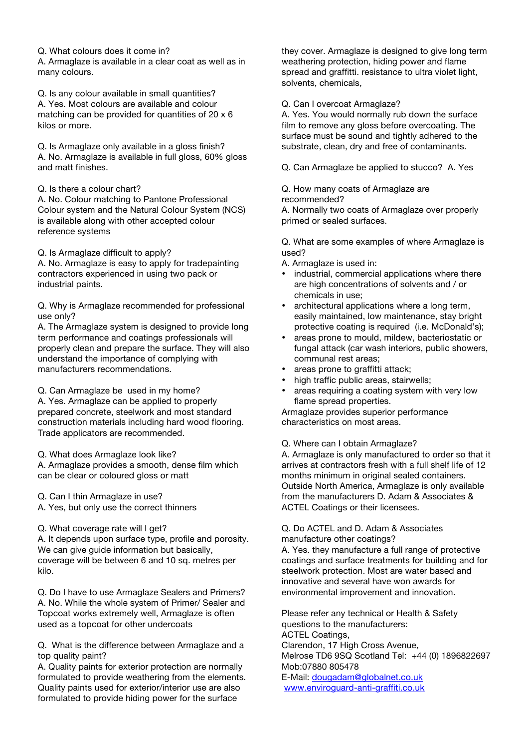Q. What colours does it come in?
A. Armaglaze is available in a clear coat as well as in many colours.

Q. Is any colour available in small quantities?
A. Yes. Most colours are available and colour matching can be provided for quantities of 20 x 6 kilos or more.

Q. Is Armaglaze only available in a gloss finish?
A. No. Armaglaze is available in full gloss, 60% gloss and matt finishes.

Q. Is there a colour chart?
A. No. Colour matching to Pantone Professional Colour system and the Natural Colour System (NCS) is available along with other accepted colour reference systems

Q. Is Armaglaze difficult to apply?
A. No. Armaglaze is easy to apply for tradepainting contractors experienced in using two pack or industrial paints.

Q. Why is Armaglaze recommended for professional use only?
A. The Armaglaze system is designed to provide long term performance and coatings professionals will properly clean and prepare the surface. They will also understand the importance of complying with manufacturers recommendations.

Q. Can Armaglaze be used in my home?
A. Yes. Armaglaze can be applied to properly prepared concrete, steelwork and most standard construction materials including hard wood flooring. Trade applicators are recommended.

Q. What does Armaglaze look like?
A. Armaglaze provides a smooth, dense film which can be clear or coloured gloss or matt

Q. Can I thin Armaglaze in use?
A. Yes, but only use the correct thinners

Q. What coverage rate will I get?
A. It depends upon surface type, profile and porosity. We can give guide information but basically, coverage will be between 6 and 10 sq. metres per kilo.

Q. Do I have to use Armaglaze Sealers and Primers?
A. No. While the whole system of Primer/ Sealer and Topcoat works extremely well, Armaglaze is often used as a topcoat for other undercoats

Q. What is the difference between Armaglaze and a top quality paint?
A. Quality paints for exterior protection are normally formulated to provide weathering from the elements. Quality paints used for exterior/interior use are also formulated to provide hiding power for the surface they cover. Armaglaze is designed to give long term weathering protection, hiding power and flame spread and graffitti. resistance to ultra violet light, solvents, chemicals,

Q. Can I overcoat Armaglaze?
A. Yes. You would normally rub down the surface film to remove any gloss before overcoating. The surface must be sound and tightly adhered to the substrate, clean, dry and free of contaminants.

Q. Can Armaglaze be applied to stucco? A. Yes

Q. How many coats of Armaglaze are recommended?
A. Normally two coats of Armaglaze over properly primed or sealed surfaces.

Q. What are some examples of where Armaglaze is used?
A. Armaglaze is used in:

- industrial, commercial applications where there are high concentrations of solvents and / or chemicals in use;
- architectural applications where a long term, easily maintained, low maintenance, stay bright protective coating is required (i.e. McDonald's);
- areas prone to mould, mildew, bacteriostatic or fungal attack (car wash interiors, public showers, communal rest areas;
- areas prone to graffitti attack;
- high traffic public areas, stairwells;
- areas requiring a coating system with very low flame spread properties.

Armaglaze provides superior performance characteristics on most areas.

Q. Where can I obtain Armaglaze?
A. Armaglaze is only manufactured to order so that it arrives at contractors fresh with a full shelf life of 12 months minimum in original sealed containers. Outside North America, Armaglaze is only available from the manufacturers D. Adam & Associates & ACTEL Coatings or their licensees.

Q. Do ACTEL and D. Adam & Associates manufacture other coatings?
A. Yes. they manufacture a full range of protective coatings and surface treatments for building and for steelwork protection. Most are water based and innovative and several have won awards for environmental improvement and innovation.

Please refer any technical or Health & Safety questions to the manufacturers:
ACTEL Coatings,
Clarendon, 17 High Cross Avenue,
Melrose TD6 9SQ Scotland Tel: +44 (0) 1896822697
Mob:07880 805478
E-Mail: dougadam@globalnet.co.uk
www.enviroguard-anti-graffiti.co.uk